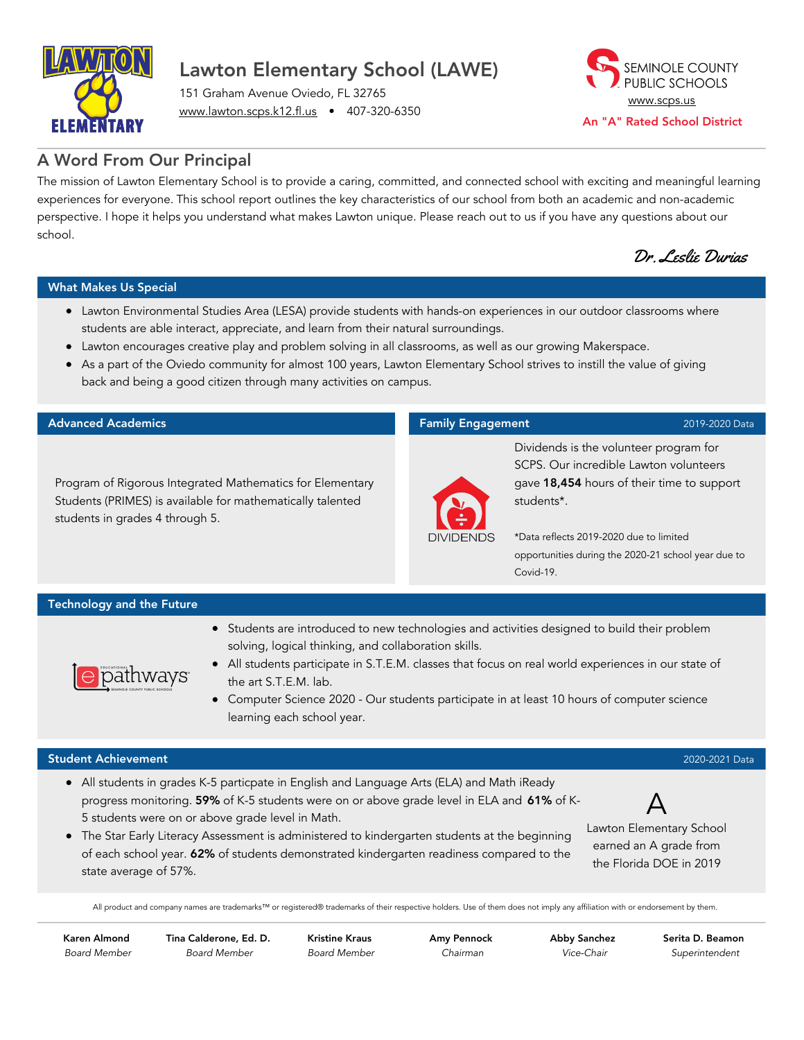# Lawton Elementary School (LAWE)

151 Graham Avenue Oviedo, FL 32765
www.lawton.scps.k12.fl.us • 407-320-6350

SEMINOLE COUNTY PUBLIC SCHOOLS
www.scps.us
An "A" Rated School District

## A Word From Our Principal

The mission of Lawton Elementary School is to provide a caring, committed, and connected school with exciting and meaningful learning experiences for everyone. This school report outlines the key characteristics of our school from both an academic and non-academic perspective. I hope it helps you understand what makes Lawton unique. Please reach out to us if you have any questions about our school.

*Dr. Leslie Durias*

## What Makes Us Special

- Lawton Environmental Studies Area (LESA) provide students with hands-on experiences in our outdoor classrooms where students are able interact, appreciate, and learn from their natural surroundings.
- Lawton encourages creative play and problem solving in all classrooms, as well as our growing Makerspace.
- As a part of the Oviedo community for almost 100 years, Lawton Elementary School strives to instill the value of giving back and being a good citizen through many activities on campus.

## Advanced Academics

Program of Rigorous Integrated Mathematics for Elementary Students (PRIMES) is available for mathematically talented students in grades 4 through 5.

## Family Engagement

2019-2020 Data

DIVIDENDS

Dividends is the volunteer program for SCPS. Our incredible Lawton volunteers gave **18,454** hours of their time to support students*.

*Data reflects 2019-2020 due to limited opportunities during the 2020-21 school year due to Covid-19.

## Technology and the Future

- Students are introduced to new technologies and activities designed to build their problem solving, logical thinking, and collaboration skills.
- All students participate in S.T.E.M. classes that focus on real world experiences in our state of the art S.T.E.M. lab.
- Computer Science 2020 - Our students participate in at least 10 hours of computer science learning each school year.

## Student Achievement

2020-2021 Data

- All students in grades K-5 particpate in English and Language Arts (ELA) and Math iReady progress monitoring. **59%** of K-5 students were on or above grade level in ELA and **61%** of K-5 students were on or above grade level in Math.
- The Star Early Literacy Assessment is administered to kindergarten students at the beginning of each school year. **62%** of students demonstrated kindergarten readiness compared to the state average of 57%.

A

Lawton Elementary School earned an A grade from the Florida DOE in 2019

All product and company names are trademarks™ or registered® trademarks of their respective holders. Use of them does not imply any affiliation with or endorsement by them.

| Karen Almond | Tina Calderone, Ed. D. | Kristine Kraus | Amy Pennock | Abby Sanchez | Serita D. Beamon |
|---|---|---|---|---|---|
| *Board Member* | *Board Member* | *Board Member* | *Chairman* | *Vice-Chair* | *Superintendent* |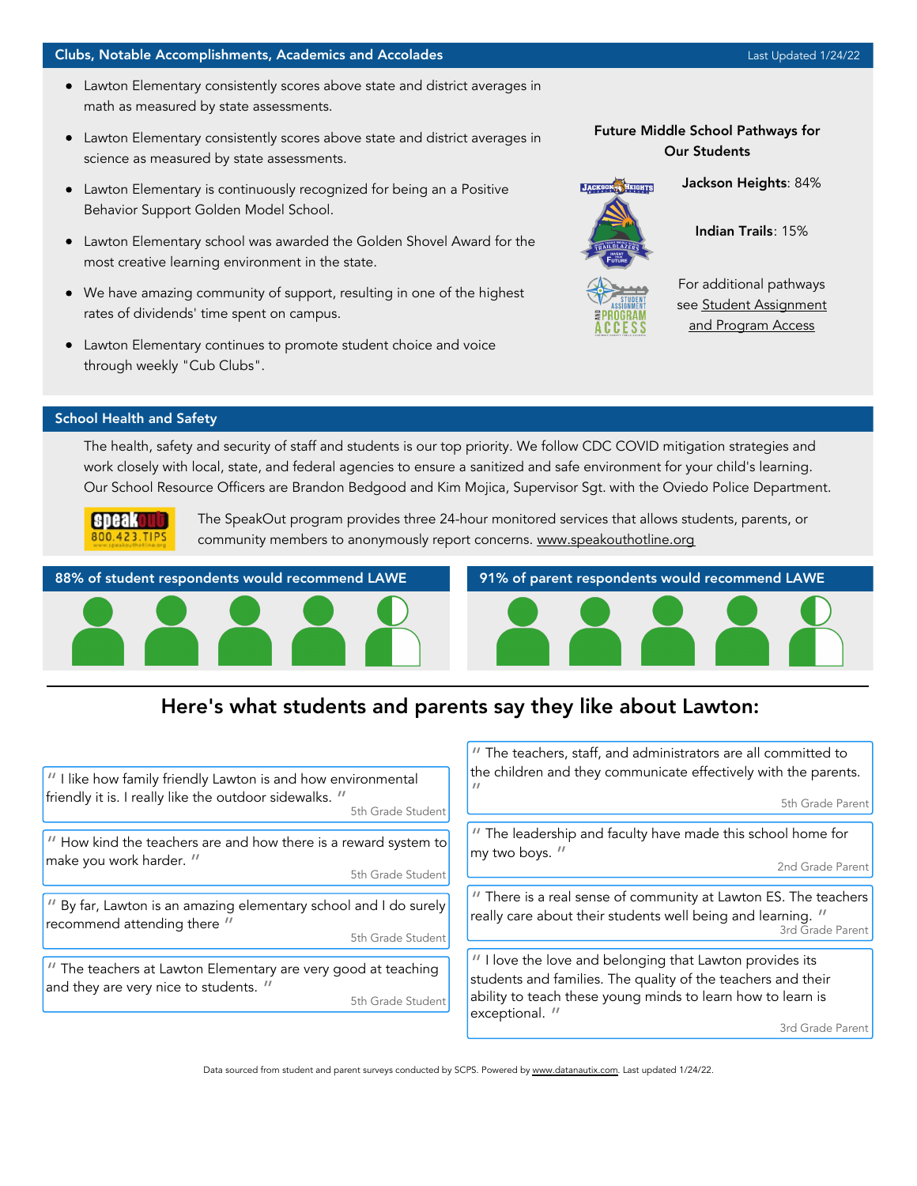## Clubs, Notable Accomplishments, Academics and Accolades

Last Updated 1/24/22

- Lawton Elementary consistently scores above state and district averages in math as measured by state assessments.
- Lawton Elementary consistently scores above state and district averages in science as measured by state assessments.
- Lawton Elementary is continuously recognized for being an a Positive Behavior Support Golden Model School.
- Lawton Elementary school was awarded the Golden Shovel Award for the most creative learning environment in the state.
- We have amazing community of support, resulting in one of the highest rates of dividends' time spent on campus.
- Lawton Elementary continues to promote student choice and voice through weekly "Cub Clubs".

### Future Middle School Pathways for Our Students

**Jackson Heights**: 84%

**Indian Trails**: 15%

For additional pathways see Student Assignment and Program Access

## School Health and Safety

The health, safety and security of staff and students is our top priority. We follow CDC COVID mitigation strategies and work closely with local, state, and federal agencies to ensure a sanitized and safe environment for your child's learning. Our School Resource Officers are Brandon Bedgood and Kim Mojica, Supervisor Sgt. with the Oviedo Police Department.

speakout 800.423.TIPS www.speakouthotline.org

The SpeakOut program provides three 24-hour monitored services that allows students, parents, or community members to anonymously report concerns. www.speakouthotline.org

**88% of student respondents would recommend LAWE**

**91% of parent respondents would recommend LAWE**

## Here's what students and parents say they like about Lawton:

" I like how family friendly Lawton is and how environmental friendly it is. I really like the outdoor sidewalks. "
5th Grade Student

" How kind the teachers are and how there is a reward system to make you work harder. "
5th Grade Student

" By far, Lawton is an amazing elementary school and I do surely recommend attending there "
5th Grade Student

" The teachers at Lawton Elementary are very good at teaching and they are very nice to students. "
5th Grade Student

" The teachers, staff, and administrators are all committed to the children and they communicate effectively with the parents. "
5th Grade Parent

" The leadership and faculty have made this school home for my two boys. "
2nd Grade Parent

" There is a real sense of community at Lawton ES. The teachers really care about their students well being and learning. "
3rd Grade Parent

" I love the love and belonging that Lawton provides its students and families. The quality of the teachers and their ability to teach these young minds to learn how to learn is exceptional. "
3rd Grade Parent

Data sourced from student and parent surveys conducted by SCPS. Powered by www.datanautix.com. Last updated 1/24/22.